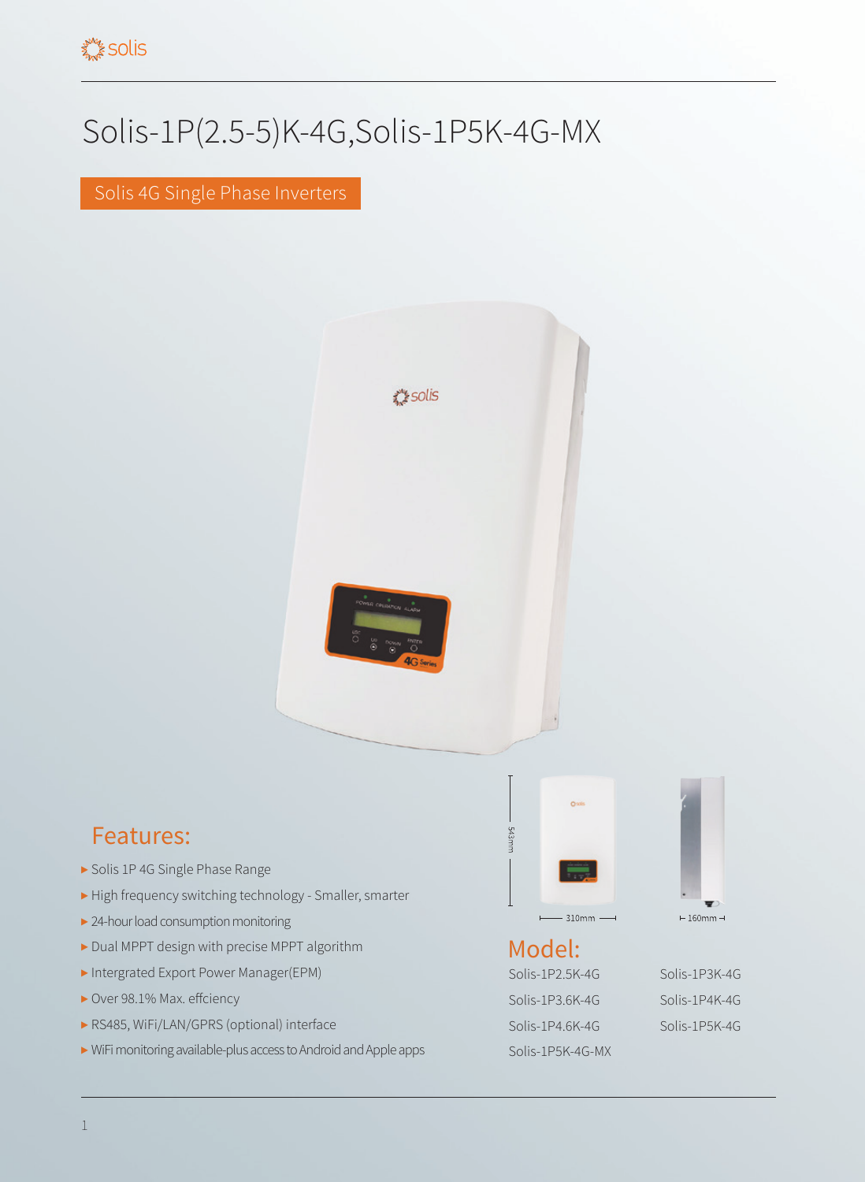# Solis-1P(2.5-5)K-4G,Solis-1P5K-4G-MX

Solis 4G Single Phase Inverters

## Features:

- Solis 1P 4G Single Phase Range
- High frequency switching technology - Smaller, smarter
- 24-hour load consumption monitoring
- Dual MPPT design with precise MPPT algorithm
- Intergrated Export Power Manager(EPM)
- Over 98.1% Max. effciency
- RS485, WiFi/LAN/GPRS (optional) interface
- WiFi monitoring available-plus access to Android and Apple apps

543mm

310mm

160mm

## Model:

Solis-1P2.5K-4G

Solis-1P3K-4G

Solis-1P3.6K-4G

Solis-1P4K-4G

Solis-1P4.6K-4G

Solis-1P5K-4G

Solis-1P5K-4G-MX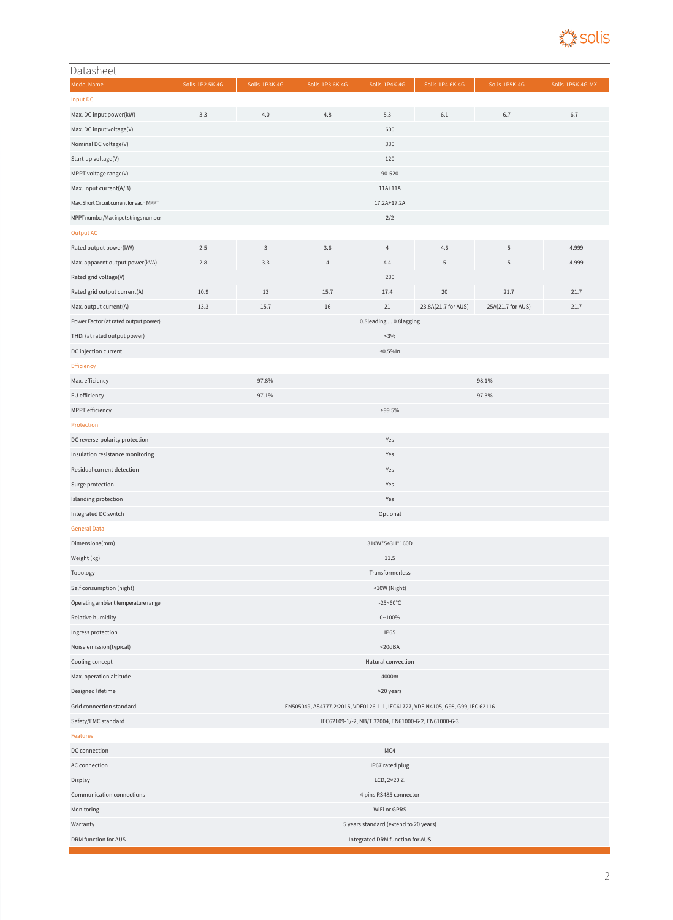# Datasheet

| Model Name | Solis-1P2.5K-4G | Solis-1P3K-4G | Solis-1P3.6K-4G | Solis-1P4K-4G | Solis-1P4.6K-4G | Solis-1P5K-4G | Solis-1P5K-4G-MX |
|---|---|---|---|---|---|---|---|
| **Input DC** | | | | | | | |
| Max. DC input power(kW) | 3.3 | 4.0 | 4.8 | 5.3 | 6.1 | 6.7 | 6.7 |
| Max. DC input voltage(V) | 600 | | | | | | |
| Nominal DC voltage(V) | 330 | | | | | | |
| Start-up voltage(V) | 120 | | | | | | |
| MPPT voltage range(V) | 90-520 | | | | | | |
| Max. input current(A/B) | 11A+11A | | | | | | |
| Max. Short Circuit current for each MPPT | 17.2A+17.2A | | | | | | |
| MPPT number/Max input strings number | 2/2 | | | | | | |
| **Output AC** | | | | | | | |
| Rated output power(kW) | 2.5 | 3 | 3.6 | 4 | 4.6 | 5 | 4.999 |
| Max. apparent output power(kVA) | 2.8 | 3.3 | 4 | 4.4 | 5 | 5 | 4.999 |
| Rated grid voltage(V) | 230 | | | | | | |
| Rated grid output current(A) | 10.9 | 13 | 15.7 | 17.4 | 20 | 21.7 | 21.7 |
| Max. output current(A) | 13.3 | 15.7 | 16 | 21 | 23.8A(21.7 for AUS) | 25A(21.7 for AUS) | 21.7 |
| Power Factor (at rated output power) | 0.8leading ... 0.8lagging | | | | | | |
| THDi (at rated output power) | <3% | | | | | | |
| DC injection current | <0.5%In | | | | | | |
| **Efficiency** | | | | | | | |
| Max. efficiency | 97.8% | | | 98.1% | | | |
| EU efficiency | 97.1% | | | 97.3% | | | |
| MPPT efficiency | >99.5% | | | | | | |
| **Protection** | | | | | | | |
| DC reverse-polarity protection | Yes | | | | | | |
| Insulation resistance monitoring | Yes | | | | | | |
| Residual current detection | Yes | | | | | | |
| Surge protection | Yes | | | | | | |
| Islanding protection | Yes | | | | | | |
| Integrated DC switch | Optional | | | | | | |
| **General Data** | | | | | | | |
| Dimensions(mm) | 310W*543H*160D | | | | | | |
| Weight (kg) | 11.5 | | | | | | |
| Topology | Transformerless | | | | | | |
| Self consumption (night) | <10W (Night) | | | | | | |
| Operating ambient temperature range | -25~60℃ | | | | | | |
| Relative humidity | 0~100% | | | | | | |
| Ingress protection | IP65 | | | | | | |
| Noise emission(typical) | <20dBA | | | | | | |
| Cooling concept | Natural convection | | | | | | |
| Max. operation altitude | 4000m | | | | | | |
| Designed lifetime | >20 years | | | | | | |
| Grid connection standard | EN505049, AS4777.2:2015, VDE0126-1-1, IEC61727, VDE N4105, G98, G99, IEC 62116 | | | | | | |
| Safety/EMC standard | IEC62109-1/-2, NB/T 32004, EN61000-6-2, EN61000-6-3 | | | | | | |
| **Features** | | | | | | | |
| DC connection | MC4 | | | | | | |
| AC connection | IP67 rated plug | | | | | | |
| Display | LCD, 2×20 Z. | | | | | | |
| Communication connections | 4 pins RS485 connector | | | | | | |
| Monitoring | WiFi or GPRS | | | | | | |
| Warranty | 5 years standard (extend to 20 years) | | | | | | |
| DRM function for AUS | Integrated DRM function for AUS | | | | | | |